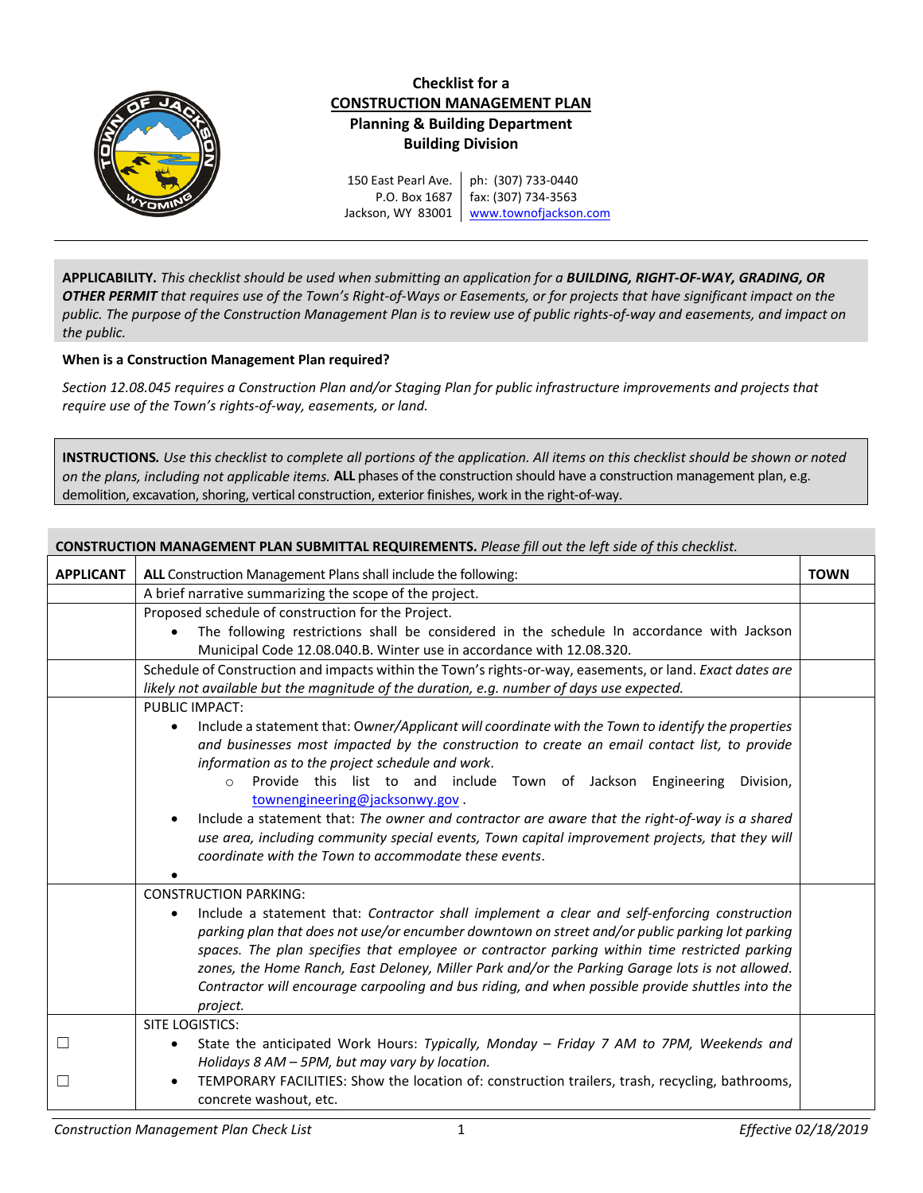# Checklist for a CONSTRUCTION MANAGEMENT PLAN

## Planning & Building Department
## Building Division

150 East Pearl Ave.
P.O. Box 1687
Jackson, WY 83001

ph: (307) 733-0440
fax: (307) 734-3563
www.townofjackson.com

---

**APPLICABILITY.** *This checklist should be used when submitting an application for a **BUILDING, RIGHT-OF-WAY, GRADING, OR OTHER PERMIT** that requires use of the Town's Right-of-Ways or Easements, or for projects that have significant impact on the public. The purpose of the Construction Management Plan is to review use of public rights-of-way and easements, and impact on the public.*

**When is a Construction Management Plan required?**

*Section 12.08.045 requires a Construction Plan and/or Staging Plan for public infrastructure improvements and projects that require use of the Town's rights-of-way, easements, or land.*

**INSTRUCTIONS.** *Use this checklist to complete all portions of the application. All items on this checklist should be shown or noted on the plans, including not applicable items.* **ALL** phases of the construction should have a construction management plan, e.g. demolition, excavation, shoring, vertical construction, exterior finishes, work in the right-of-way.

**CONSTRUCTION MANAGEMENT PLAN SUBMITTAL REQUIREMENTS.** *Please fill out the left side of this checklist.*

| APPLICANT | **ALL** Construction Management Plans shall include the following: | TOWN |
|---|---|---|
| | A brief narrative summarizing the scope of the project. | |
| | Proposed schedule of construction for the Project.<br>• The following restrictions shall be considered in the schedule In accordance with Jackson Municipal Code 12.08.040.B. Winter use in accordance with 12.08.320. | |
| | Schedule of Construction and impacts within the Town's rights-or-way, easements, or land. *Exact dates are likely not available but the magnitude of the duration, e.g. number of days use expected.* | |
| | PUBLIC IMPACT:<br>• Include a statement that: O*wner/Applicant will coordinate with the Town to identify the properties and businesses most impacted by the construction to create an email contact list, to provide information as to the project schedule and work*.<br>&nbsp;&nbsp;&nbsp;&nbsp;○ Provide this list to and include Town of Jackson Engineering Division, townengineering@jacksonwy.gov .<br>• Include a statement that: *The owner and contractor are aware that the right-of-way is a shared use area, including community special events, Town capital improvement projects, that they will coordinate with the Town to accommodate these events*.<br>• | |
| | CONSTRUCTION PARKING:<br>• Include a statement that: *Contractor shall implement a clear and self-enforcing construction parking plan that does not use/or encumber downtown on street and/or public parking lot parking spaces. The plan specifies that employee or contractor parking within time restricted parking zones, the Home Ranch, East Deloney, Miller Park and/or the Parking Garage lots is not allowed. Contractor will encourage carpooling and bus riding, and when possible provide shuttles into the project.* | |
| <br>☐<br><br>☐ | SITE LOGISTICS:<br>• State the anticipated Work Hours: *Typically, Monday – Friday 7 AM to 7PM, Weekends and Holidays 8 AM – 5PM, but may vary by location.*<br>• TEMPORARY FACILITIES: Show the location of: construction trailers, trash, recycling, bathrooms, concrete washout, etc. | |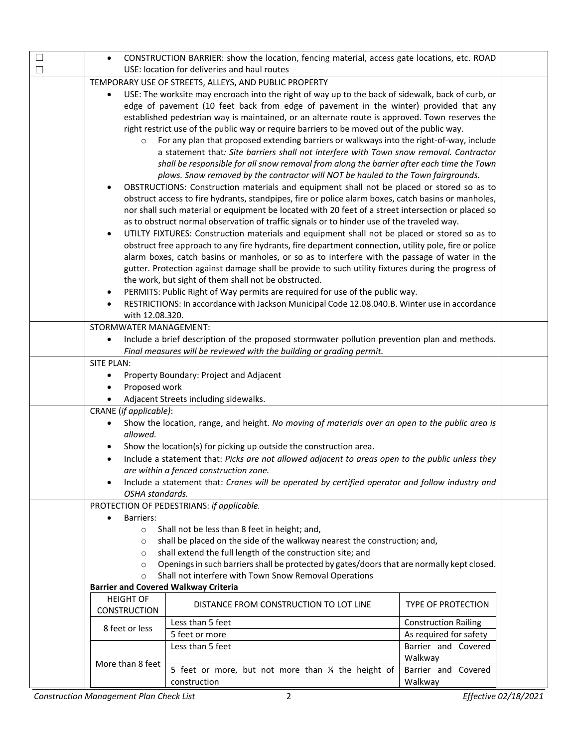☐
☐

- CONSTRUCTION BARRIER: show the location, fencing material, access gate locations, etc. ROAD USE: location for deliveries and haul routes

TEMPORARY USE OF STREETS, ALLEYS, AND PUBLIC PROPERTY

- USE: The worksite may encroach into the right of way up to the back of sidewalk, back of curb, or edge of pavement (10 feet back from edge of pavement in the winter) provided that any established pedestrian way is maintained, or an alternate route is approved. Town reserves the right restrict use of the public way or require barriers to be moved out of the public way.
  - For any plan that proposed extending barriers or walkways into the right-of-way, include a statement that*: Site barriers shall not interfere with Town snow removal. Contractor shall be responsible for all snow removal from along the barrier after each time the Town plows. Snow removed by the contractor will NOT be hauled to the Town fairgrounds.*
- OBSTRUCTIONS: Construction materials and equipment shall not be placed or stored so as to obstruct access to fire hydrants, standpipes, fire or police alarm boxes, catch basins or manholes, nor shall such material or equipment be located with 20 feet of a street intersection or placed so as to obstruct normal observation of traffic signals or to hinder use of the traveled way.
- UTILTY FIXTURES: Construction materials and equipment shall not be placed or stored so as to obstruct free approach to any fire hydrants, fire department connection, utility pole, fire or police alarm boxes, catch basins or manholes, or so as to interfere with the passage of water in the gutter. Protection against damage shall be provide to such utility fixtures during the progress of the work, but sight of them shall not be obstructed.
- PERMITS: Public Right of Way permits are required for use of the public way.
- RESTRICTIONS: In accordance with Jackson Municipal Code 12.08.040.B. Winter use in accordance with 12.08.320.

STORMWATER MANAGEMENT:

- Include a brief description of the proposed stormwater pollution prevention plan and methods. *Final measures will be reviewed with the building or grading permit.*

SITE PLAN:

- Property Boundary: Project and Adjacent
- Proposed work
- Adjacent Streets including sidewalks.

CRANE (*if applicable)*:

- Show the location, range, and height. *No moving of materials over an open to the public area is allowed.*
- Show the location(s) for picking up outside the construction area.
- Include a statement that: *Picks are not allowed adjacent to areas open to the public unless they are within a fenced construction zone.*
- Include a statement that: *Cranes will be operated by certified operator and follow industry and OSHA standards.*

PROTECTION OF PEDESTRIANS: *if applicable.*

- Barriers:
  - Shall not be less than 8 feet in height; and,
  - shall be placed on the side of the walkway nearest the construction; and,
  - shall extend the full length of the construction site; and
  - Openings in such barriers shall be protected by gates/doors that are normally kept closed.
  - Shall not interfere with Town Snow Removal Operations

**Barrier and Covered Walkway Criteria**

| HEIGHT OF CONSTRUCTION | DISTANCE FROM CONSTRUCTION TO LOT LINE | TYPE OF PROTECTION |
|---|---|---|
| 8 feet or less | Less than 5 feet | Construction Railing |
| | 5 feet or more | As required for safety |
| More than 8 feet | Less than 5 feet | Barrier and Covered Walkway |
| | 5 feet or more, but not more than ¼ the height of construction | Barrier and Covered Walkway |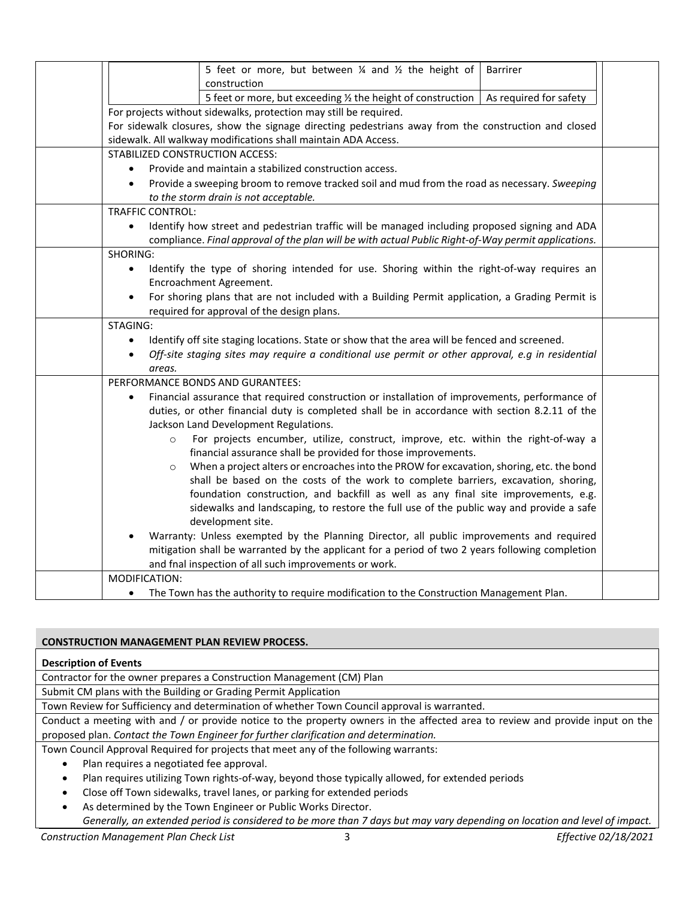| | | | |
|---|---|---|---|
| | 5 feet or more, but between ¼ and ½ the height of construction | Barrirer | |
| | 5 feet or more, but exceeding ½ the height of construction | As required for safety | |

For projects without sidewalks, protection may still be required.

For sidewalk closures, show the signage directing pedestrians away from the construction and closed sidewalk. All walkway modifications shall maintain ADA Access.

STABILIZED CONSTRUCTION ACCESS:

- Provide and maintain a stabilized construction access.
- Provide a sweeping broom to remove tracked soil and mud from the road as necessary. *Sweeping to the storm drain is not acceptable.*

TRAFFIC CONTROL:

- Identify how street and pedestrian traffic will be managed including proposed signing and ADA compliance. *Final approval of the plan will be with actual Public Right-of-Way permit applications.*

SHORING:

- Identify the type of shoring intended for use. Shoring within the right-of-way requires an Encroachment Agreement.
- For shoring plans that are not included with a Building Permit application, a Grading Permit is required for approval of the design plans.

STAGING:

- Identify off site staging locations. State or show that the area will be fenced and screened.
- *Off-site staging sites may require a conditional use permit or other approval, e.g in residential areas.*

PERFORMANCE BONDS AND GURANTEES:

- Financial assurance that required construction or installation of improvements, performance of duties, or other financial duty is completed shall be in accordance with section 8.2.11 of the Jackson Land Development Regulations.
  - For projects encumber, utilize, construct, improve, etc. within the right-of-way a financial assurance shall be provided for those improvements.
  - When a project alters or encroaches into the PROW for excavation, shoring, etc. the bond shall be based on the costs of the work to complete barriers, excavation, shoring, foundation construction, and backfill as well as any final site improvements, e.g. sidewalks and landscaping, to restore the full use of the public way and provide a safe development site.
- Warranty: Unless exempted by the Planning Director, all public improvements and required mitigation shall be warranted by the applicant for a period of two 2 years following completion and fnal inspection of all such improvements or work.

MODIFICATION:

- The Town has the authority to require modification to the Construction Management Plan.

**CONSTRUCTION MANAGEMENT PLAN REVIEW PROCESS.**

**Description of Events**

Contractor for the owner prepares a Construction Management (CM) Plan

Submit CM plans with the Building or Grading Permit Application

Town Review for Sufficiency and determination of whether Town Council approval is warranted.

Conduct a meeting with and / or provide notice to the property owners in the affected area to review and provide input on the proposed plan. *Contact the Town Engineer for further clarification and determination.*

Town Council Approval Required for projects that meet any of the following warrants:

- Plan requires a negotiated fee approval.
- Plan requires utilizing Town rights-of-way, beyond those typically allowed, for extended periods
- Close off Town sidewalks, travel lanes, or parking for extended periods
- As determined by the Town Engineer or Public Works Director.

*Generally, an extended period is considered to be more than 7 days but may vary depending on location and level of impact.*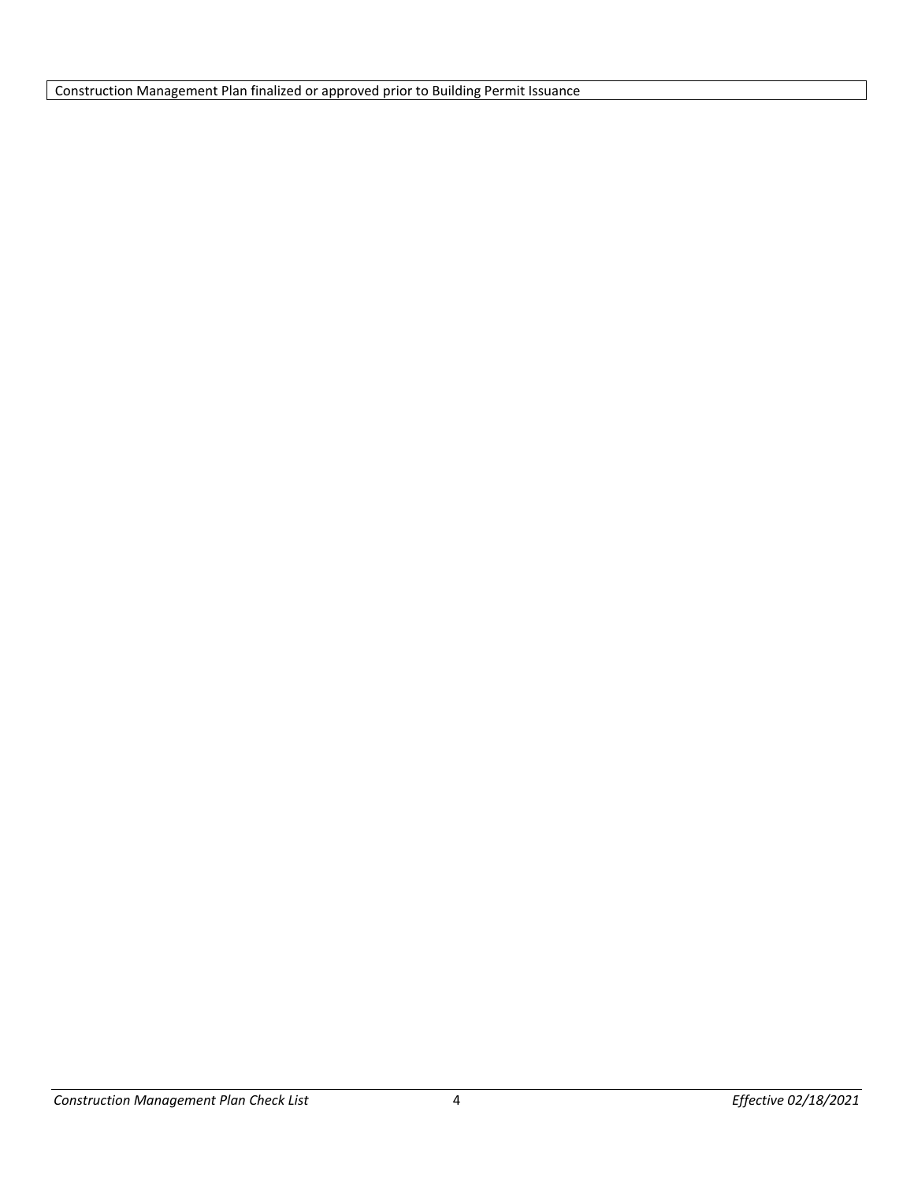| |
|---|
| Construction Management Plan finalized or approved prior to Building Permit Issuance |